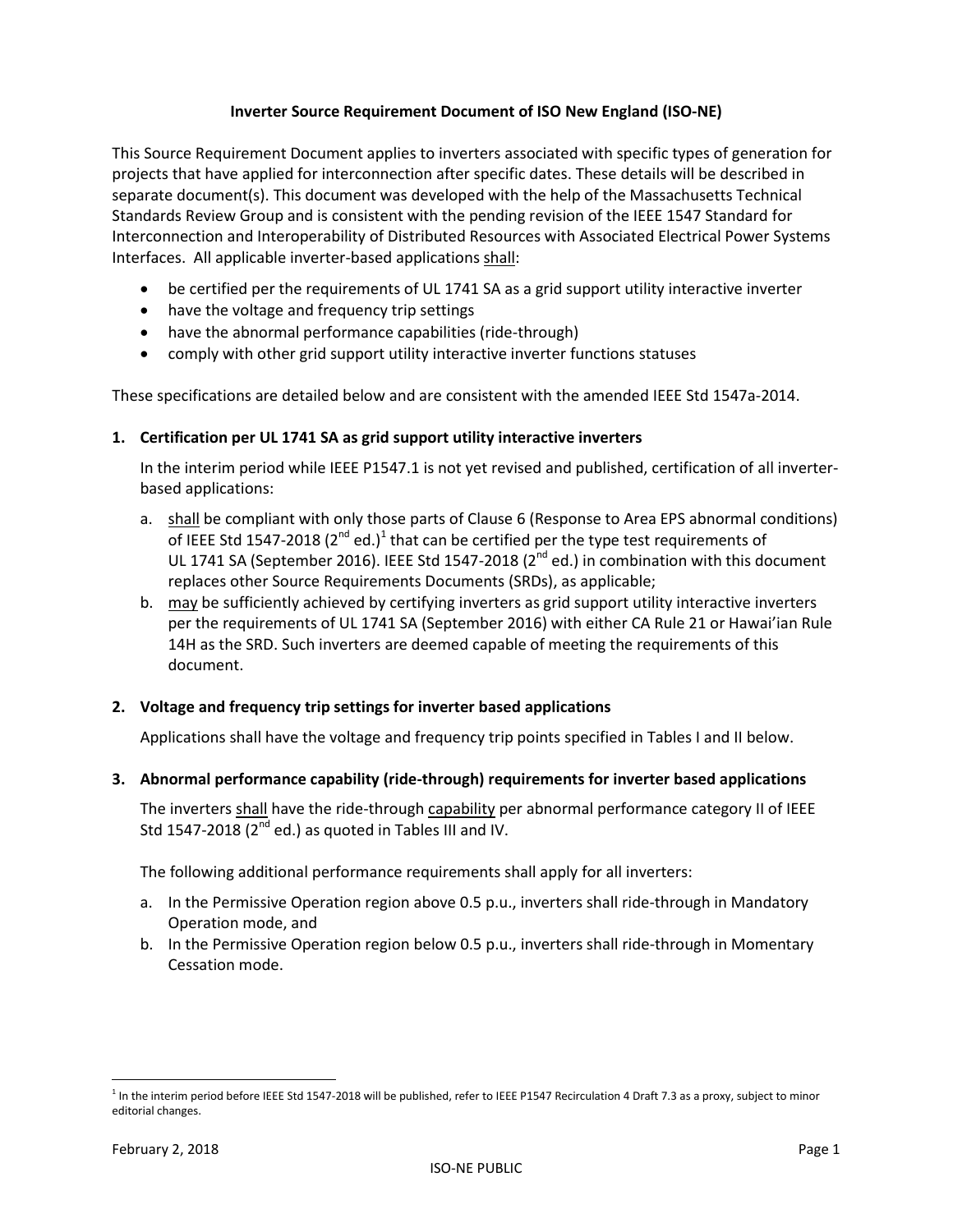# Inverter Source Requirement Document of ISO New England (ISO-NE)

This Source Requirement Document applies to inverters associated with specific types of generation for projects that have applied for interconnection after specific dates. These details will be described in separate document(s). This document was developed with the help of the Massachusetts Technical Standards Review Group and is consistent with the pending revision of the IEEE 1547 Standard for Interconnection and Interoperability of Distributed Resources with Associated Electrical Power Systems Interfaces. All applicable inverter-based applications <u>shall</u>:

- be certified per the requirements of UL 1741 SA as a grid support utility interactive inverter
- have the voltage and frequency trip settings
- have the abnormal performance capabilities (ride-through)
- comply with other grid support utility interactive inverter functions statuses

These specifications are detailed below and are consistent with the amended IEEE Std 1547a-2014.

## 1. Certification per UL 1741 SA as grid support utility interactive inverters

In the interim period while IEEE P1547.1 is not yet revised and published, certification of all inverter-based applications:

a. <u>shall</u> be compliant with only those parts of Clause 6 (Response to Area EPS abnormal conditions) of IEEE Std 1547-2018 (2nd ed.)[1] that can be certified per the type test requirements of UL 1741 SA (September 2016). IEEE Std 1547-2018 (2nd ed.) in combination with this document replaces other Source Requirements Documents (SRDs), as applicable;

b. <u>may</u> be sufficiently achieved by certifying inverters as grid support utility interactive inverters per the requirements of UL 1741 SA (September 2016) with either CA Rule 21 or Hawai'ian Rule 14H as the SRD. Such inverters are deemed capable of meeting the requirements of this document.

## 2. Voltage and frequency trip settings for inverter based applications

Applications shall have the voltage and frequency trip points specified in Tables I and II below.

## 3. Abnormal performance capability (ride-through) requirements for inverter based applications

The inverters <u>shall</u> have the ride-through <u>capability</u> per abnormal performance category II of IEEE Std 1547-2018 (2nd ed.) as quoted in Tables III and IV.

The following additional performance requirements shall apply for all inverters:

a. In the Permissive Operation region above 0.5 p.u., inverters shall ride-through in Mandatory Operation mode, and

b. In the Permissive Operation region below 0.5 p.u., inverters shall ride-through in Momentary Cessation mode.

[1] In the interim period before IEEE Std 1547-2018 will be published, refer to IEEE P1547 Recirculation 4 Draft 7.3 as a proxy, subject to minor editorial changes.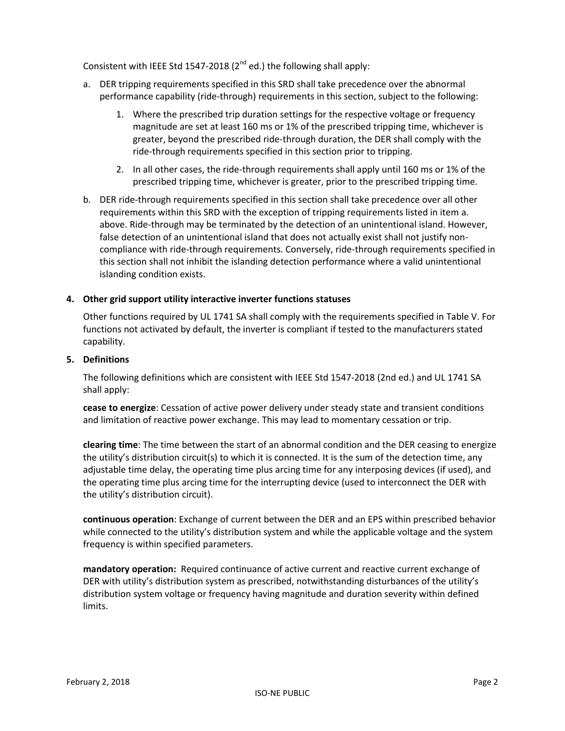Consistent with IEEE Std 1547-2018 (2nd ed.) the following shall apply:

a. DER tripping requirements specified in this SRD shall take precedence over the abnormal performance capability (ride-through) requirements in this section, subject to the following:

   1. Where the prescribed trip duration settings for the respective voltage or frequency magnitude are set at least 160 ms or 1% of the prescribed tripping time, whichever is greater, beyond the prescribed ride-through duration, the DER shall comply with the ride-through requirements specified in this section prior to tripping.

   2. In all other cases, the ride-through requirements shall apply until 160 ms or 1% of the prescribed tripping time, whichever is greater, prior to the prescribed tripping time.

b. DER ride-through requirements specified in this section shall take precedence over all other requirements within this SRD with the exception of tripping requirements listed in item a. above. Ride-through may be terminated by the detection of an unintentional island. However, false detection of an unintentional island that does not actually exist shall not justify non-compliance with ride-through requirements. Conversely, ride-through requirements specified in this section shall not inhibit the islanding detection performance where a valid unintentional islanding condition exists.

**4. Other grid support utility interactive inverter functions statuses**

Other functions required by UL 1741 SA shall comply with the requirements specified in Table V. For functions not activated by default, the inverter is compliant if tested to the manufacturers stated capability.

**5. Definitions**

The following definitions which are consistent with IEEE Std 1547-2018 (2nd ed.) and UL 1741 SA shall apply:

**cease to energize**: Cessation of active power delivery under steady state and transient conditions and limitation of reactive power exchange. This may lead to momentary cessation or trip.

**clearing time**: The time between the start of an abnormal condition and the DER ceasing to energize the utility's distribution circuit(s) to which it is connected. It is the sum of the detection time, any adjustable time delay, the operating time plus arcing time for any interposing devices (if used), and the operating time plus arcing time for the interrupting device (used to interconnect the DER with the utility's distribution circuit).

**continuous operation**: Exchange of current between the DER and an EPS within prescribed behavior while connected to the utility's distribution system and while the applicable voltage and the system frequency is within specified parameters.

**mandatory operation:** Required continuance of active current and reactive current exchange of DER with utility's distribution system as prescribed, notwithstanding disturbances of the utility's distribution system voltage or frequency having magnitude and duration severity within defined limits.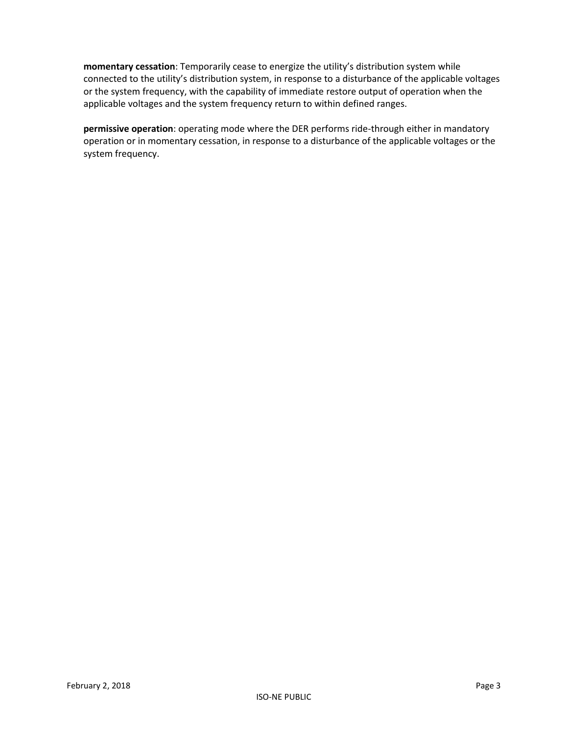**momentary cessation**: Temporarily cease to energize the utility's distribution system while connected to the utility's distribution system, in response to a disturbance of the applicable voltages or the system frequency, with the capability of immediate restore output of operation when the applicable voltages and the system frequency return to within defined ranges.

**permissive operation**: operating mode where the DER performs ride-through either in mandatory operation or in momentary cessation, in response to a disturbance of the applicable voltages or the system frequency.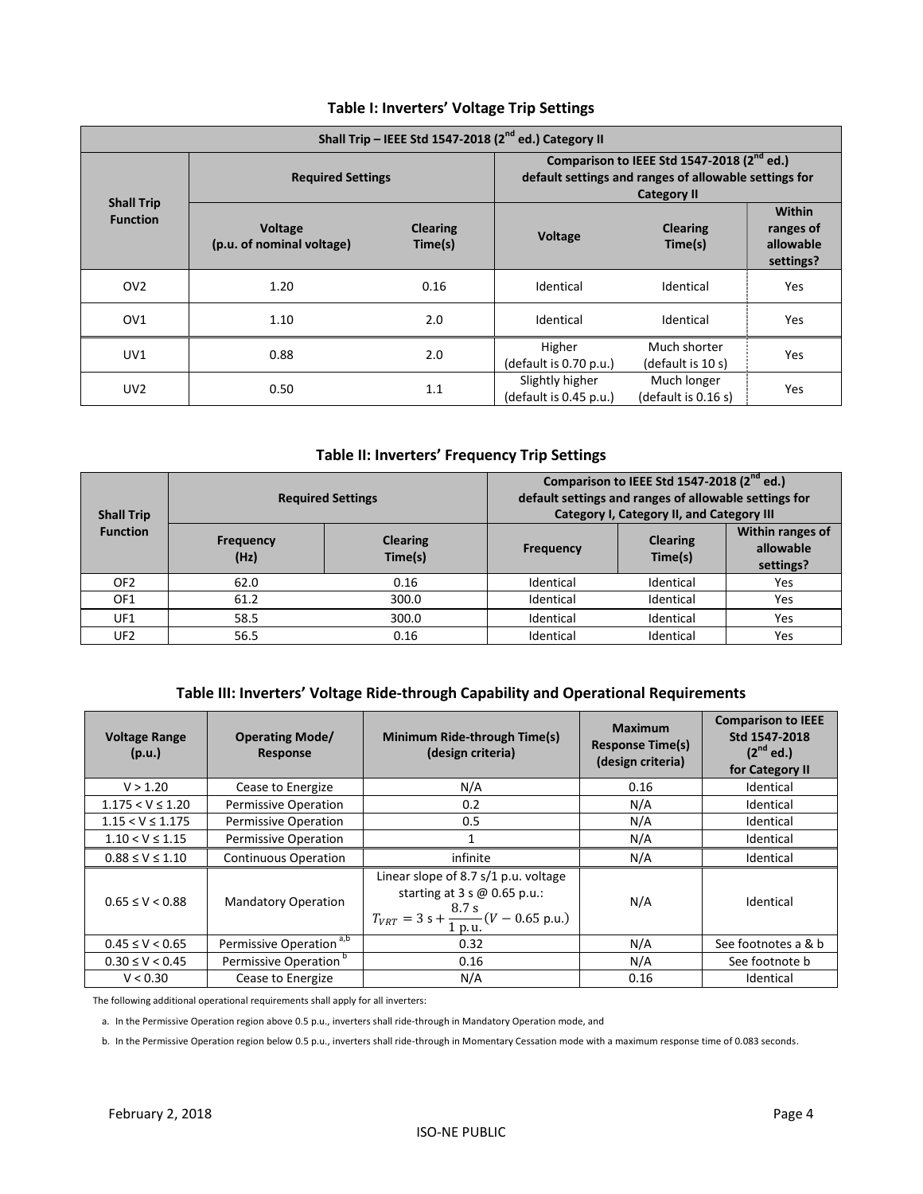### Table I: Inverters' Voltage Trip Settings

| Shall Trip – IEEE Std 1547-2018 (2nd ed.) Category II | | | | | |
|---|---|---|---|---|---|
| Shall Trip Function | Required Settings | | Comparison to IEEE Std 1547-2018 (2nd ed.) default settings and ranges of allowable settings for Category II | | |
| | Voltage (p.u. of nominal voltage) | Clearing Time(s) | Voltage | Clearing Time(s) | Within ranges of allowable settings? |
| OV2 | 1.20 | 0.16 | Identical | Identical | Yes |
| OV1 | 1.10 | 2.0 | Identical | Identical | Yes |
| UV1 | 0.88 | 2.0 | Higher (default is 0.70 p.u.) | Much shorter (default is 10 s) | Yes |
| UV2 | 0.50 | 1.1 | Slightly higher (default is 0.45 p.u.) | Much longer (default is 0.16 s) | Yes |

### Table II: Inverters' Frequency Trip Settings

| Shall Trip Function | Required Settings | | Comparison to IEEE Std 1547-2018 (2nd ed.) default settings and ranges of allowable settings for Category I, Category II, and Category III | | |
|---|---|---|---|---|---|
| | Frequency (Hz) | Clearing Time(s) | Frequency | Clearing Time(s) | Within ranges of allowable settings? |
| OF2 | 62.0 | 0.16 | Identical | Identical | Yes |
| OF1 | 61.2 | 300.0 | Identical | Identical | Yes |
| UF1 | 58.5 | 300.0 | Identical | Identical | Yes |
| UF2 | 56.5 | 0.16 | Identical | Identical | Yes |

### Table III: Inverters' Voltage Ride-through Capability and Operational Requirements

| Voltage Range (p.u.) | Operating Mode/ Response | Minimum Ride-through Time(s) (design criteria) | Maximum Response Time(s) (design criteria) | Comparison to IEEE Std 1547-2018 (2nd ed.) for Category II |
|---|---|---|---|---|
| V > 1.20 | Cease to Energize | N/A | 0.16 | Identical |
| 1.175 < V ≤ 1.20 | Permissive Operation | 0.2 | N/A | Identical |
| 1.15 < V ≤ 1.175 | Permissive Operation | 0.5 | N/A | Identical |
| 1.10 < V ≤ 1.15 | Permissive Operation | 1 | N/A | Identical |
| 0.88 ≤ V ≤ 1.10 | Continuous Operation | infinite | N/A | Identical |
| 0.65 ≤ V < 0.88 | Mandatory Operation | Linear slope of 8.7 s/1 p.u. voltage starting at 3 s @ 0.65 p.u.: $T_{VRT} = 3\text{ s} + \frac{8.7\text{ s}}{1\text{ p.u.}}(V - 0.65\text{ p.u.})$ | N/A | Identical |
| 0.45 ≤ V < 0.65 | Permissive Operation [a,b] | 0.32 | N/A | See footnotes a & b |
| 0.30 ≤ V < 0.45 | Permissive Operation [b] | 0.16 | N/A | See footnote b |
| V < 0.30 | Cease to Energize | N/A | 0.16 | Identical |

The following additional operational requirements shall apply for all inverters:

a. In the Permissive Operation region above 0.5 p.u., inverters shall ride-through in Mandatory Operation mode, and

b. In the Permissive Operation region below 0.5 p.u., inverters shall ride-through in Momentary Cessation mode with a maximum response time of 0.083 seconds.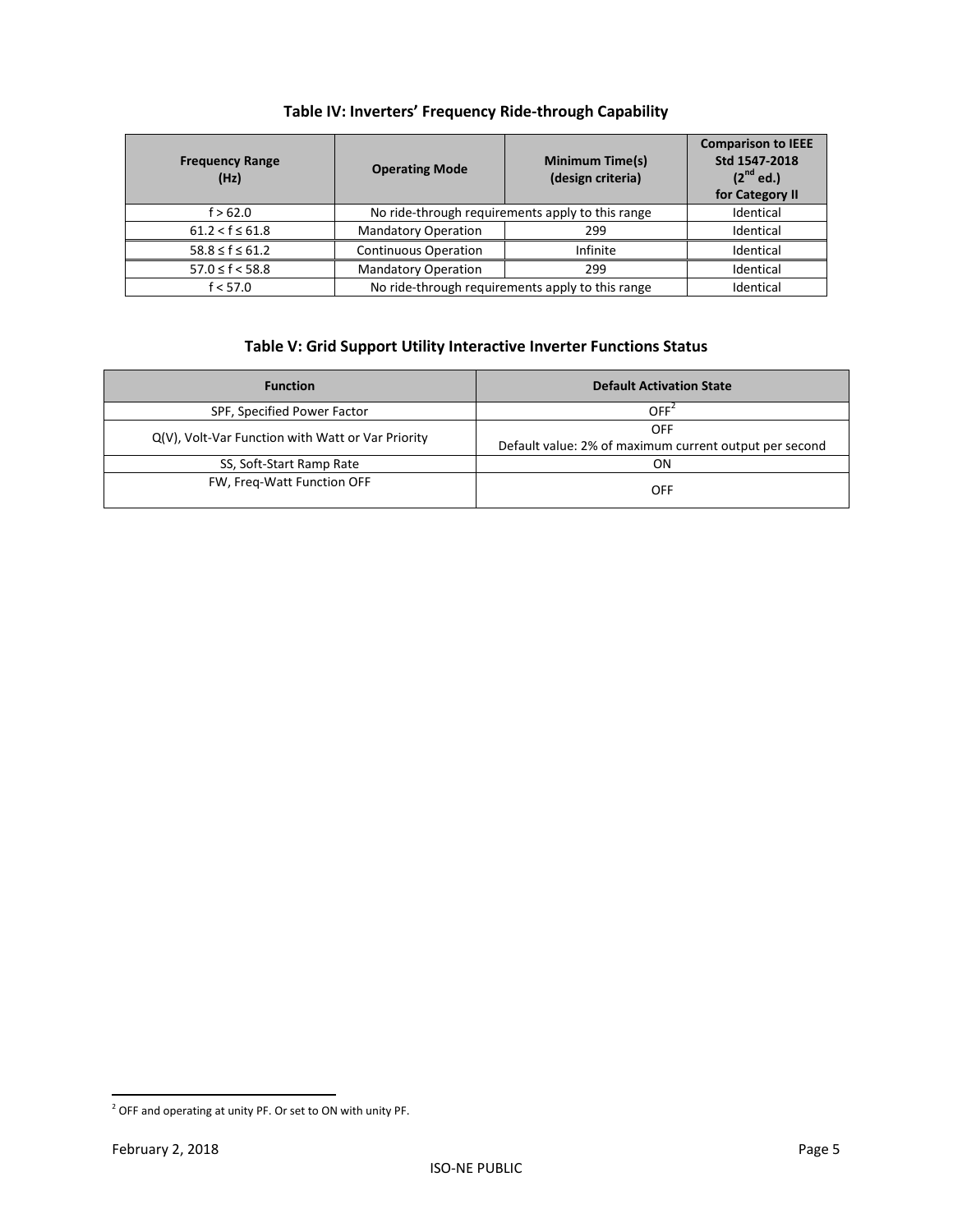### Table IV: Inverters' Frequency Ride-through Capability

| Frequency Range (Hz) | Operating Mode | Minimum Time(s) (design criteria) | Comparison to IEEE Std 1547-2018 (2nd ed.) for Category II |
|---|---|---|---|
| f > 62.0 | No ride-through requirements apply to this range | | Identical |
| 61.2 < f ≤ 61.8 | Mandatory Operation | 299 | Identical |
| 58.8 ≤ f ≤ 61.2 | Continuous Operation | Infinite | Identical |
| 57.0 ≤ f < 58.8 | Mandatory Operation | 299 | Identical |
| f < 57.0 | No ride-through requirements apply to this range | | Identical |

### Table V: Grid Support Utility Interactive Inverter Functions Status

| Function | Default Activation State |
|---|---|
| SPF, Specified Power Factor | OFF[2] |
| Q(V), Volt-Var Function with Watt or Var Priority | OFF<br>Default value: 2% of maximum current output per second |
| SS, Soft-Start Ramp Rate | ON |
| FW, Freq-Watt Function OFF | OFF |

[2] OFF and operating at unity PF. Or set to ON with unity PF.